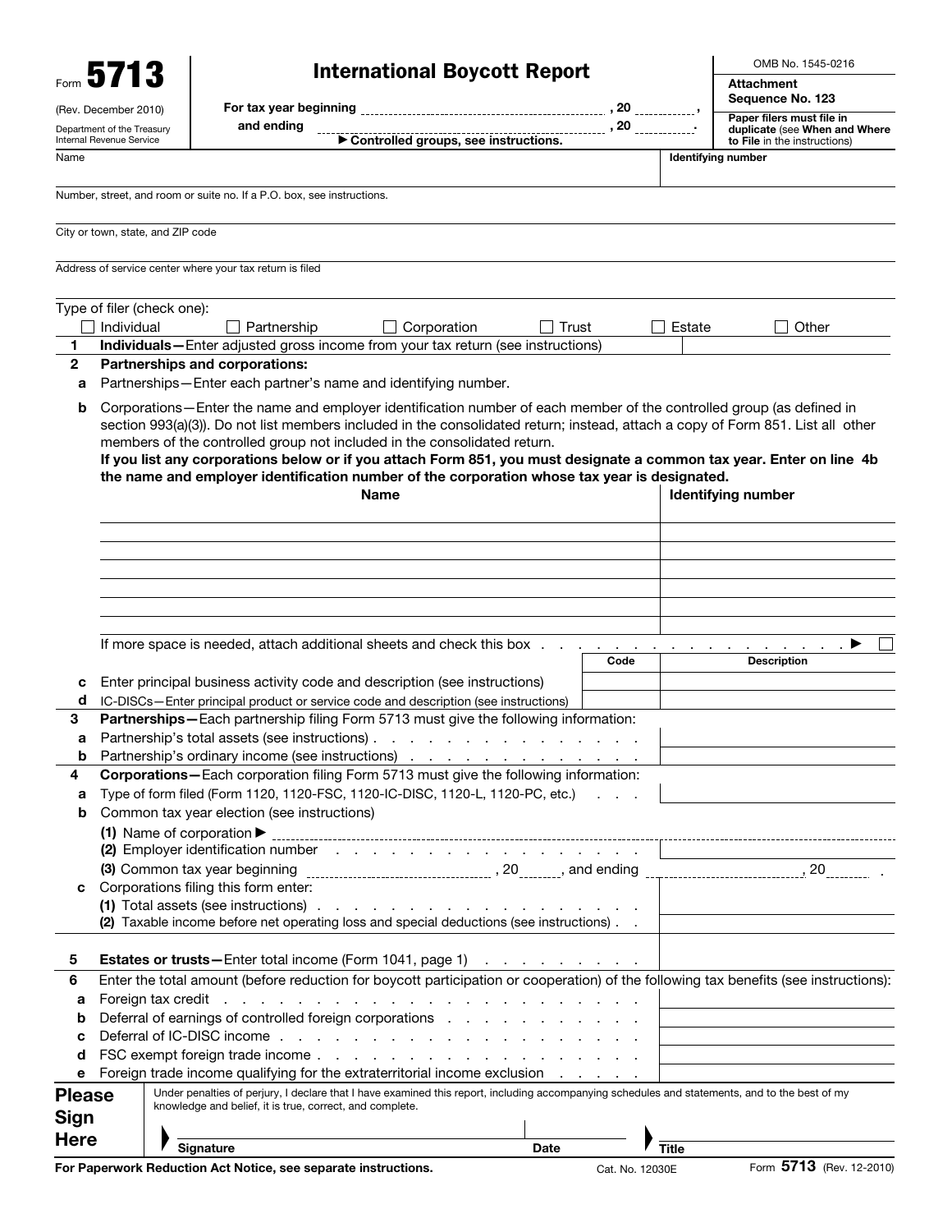Form **5713**

(Rev. December 2010)

Department of the Treasury
Internal Revenue Service

# International Boycott Report

For tax year beginning ______________, 20 ____, and ending ______________, 20 ____.

▶ Controlled groups, see instructions.

OMB No. 1545-0216

**Attachment Sequence No. 123**

**Paper filers must file in duplicate** (see **When and Where to File** in the instructions)

| Name | Identifying number |
|---|---|
| | |

Number, street, and room or suite no. If a P.O. box, see instructions.

City or town, state, and ZIP code

Address of service center where your tax return is filed

Type of filer (check one): ☐ Individual ☐ Partnership ☐ Corporation ☐ Trust ☐ Estate ☐ Other

**1** **Individuals—**Enter adjusted gross income from your tax return (see instructions)

**2** **Partnerships and corporations:**

**a** Partnerships—Enter each partner's name and identifying number.

**b** Corporations—Enter the name and employer identification number of each member of the controlled group (as defined in section 993(a)(3)). Do not list members included in the consolidated return; instead, attach a copy of Form 851. List all other members of the controlled group not included in the consolidated return.
**If you list any corporations below or if you attach Form 851, you must designate a common tax year. Enter on line 4b the name and employer identification number of the corporation whose tax year is designated.**

| Name | Identifying number |
|---|---|
| | |
| | |
| | |
| | |
| | |
| | |

If more space is needed, attach additional sheets and check this box . . . . . ▶ ☐

| | | Code | Description |
|---|---|---|---|
| **c** | Enter principal business activity code and description (see instructions) | | |
| **d** | IC-DISCs—Enter principal product or service code and description (see instructions) | | |

**3** **Partnerships—**Each partnership filing Form 5713 must give the following information:

**a** Partnership's total assets (see instructions) . . . . .

**b** Partnership's ordinary income (see instructions) . . . . .

**4** **Corporations—**Each corporation filing Form 5713 must give the following information:

**a** Type of form filed (Form 1120, 1120-FSC, 1120-IC-DISC, 1120-L, 1120-PC, etc.) . . . .

**b** Common tax year election (see instructions)

**(1)** Name of corporation ▶

**(2)** Employer identification number . . . . .

**(3)** Common tax year beginning ______________, 20____, and ending ______________, 20____.

**c** Corporations filing this form enter:

**(1)** Total assets (see instructions) . . . . .

**(2)** Taxable income before net operating loss and special deductions (see instructions) . . .

**5** **Estates or trusts—**Enter total income (Form 1041, page 1) . . . . .

**6** Enter the total amount (before reduction for boycott participation or cooperation) of the following tax benefits (see instructions):

**a** Foreign tax credit . . . . .

**b** Deferral of earnings of controlled foreign corporations . . . . .

**c** Deferral of IC-DISC income . . . . .

**d** FSC exempt foreign trade income . . . . .

**e** Foreign trade income qualifying for the extraterritorial income exclusion . . . . .

**Please Sign Here**

Under penalties of perjury, I declare that I have examined this report, including accompanying schedules and statements, and to the best of my knowledge and belief, it is true, correct, and complete.

| Signature | Date | Title |
|---|---|---|
| | | |

**For Paperwork Reduction Act Notice, see separate instructions.** Cat. No. 12030E Form **5713** (Rev. 12-2010)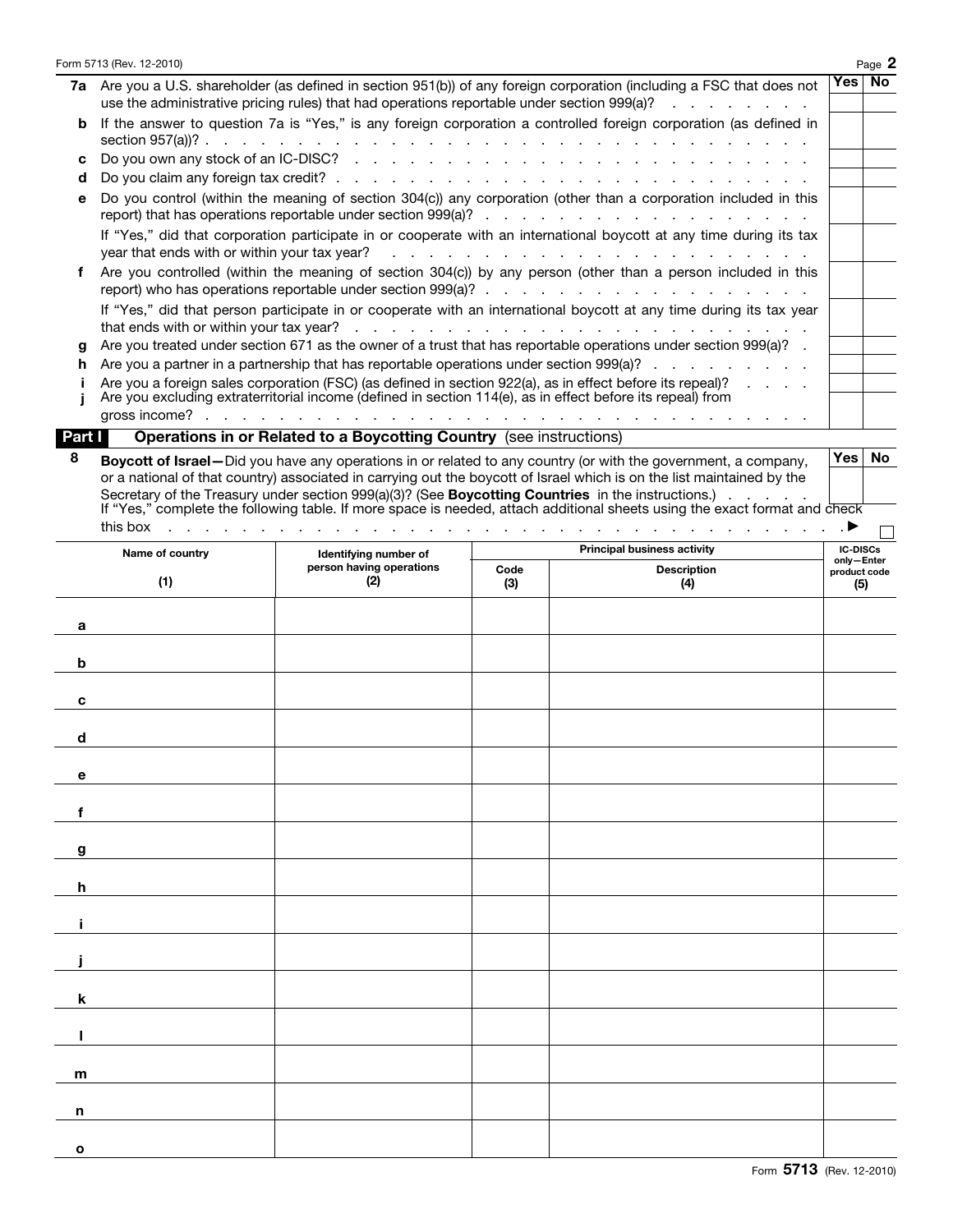| | | Yes | No |
|---|---|---|---|
| **7a** | Are you a U.S. shareholder (as defined in section 951(b)) of any foreign corporation (including a FSC that does not use the administrative pricing rules) that had operations reportable under section 999(a)? | | |
| **b** | If the answer to question 7a is "Yes," is any foreign corporation a controlled foreign corporation (as defined in section 957(a))? | | |
| **c** | Do you own any stock of an IC-DISC? | | |
| **d** | Do you claim any foreign tax credit? | | |
| **e** | Do you control (within the meaning of section 304(c)) any corporation (other than a corporation included in this report) that has operations reportable under section 999(a)? | | |
| | If "Yes," did that corporation participate in or cooperate with an international boycott at any time during its tax year that ends with or within your tax year? | | |
| **f** | Are you controlled (within the meaning of section 304(c)) by any person (other than a person included in this report) who has operations reportable under section 999(a)? | | |
| | If "Yes," did that person participate in or cooperate with an international boycott at any time during its tax year that ends with or within your tax year? | | |
| **g** | Are you treated under section 671 as the owner of a trust that has reportable operations under section 999(a)? | | |
| **h** | Are you a partner in a partnership that has reportable operations under section 999(a)? | | |
| **i** | Are you a foreign sales corporation (FSC) (as defined in section 922(a), as in effect before its repeal)? | | |
| **j** | Are you excluding extraterritorial income (defined in section 114(e), as in effect before its repeal) from gross income? | | |

## Part I Operations in or Related to a Boycotting Country (see instructions)

| | | Yes | No |
|---|---|---|---|
| **8** | **Boycott of Israel—**Did you have any operations in or related to any country (or with the government, a company, or a national of that country) associated in carrying out the boycott of Israel which is on the list maintained by the Secretary of the Treasury under section 999(a)(3)? (See **Boycotting Countries** in the instructions.) | | |

If "Yes," complete the following table. If more space is needed, attach additional sheets using the exact format and check this box ▶ ☐

| | Name of country (1) | Identifying number of person having operations (2) | Principal business activity | | IC-DISCs only—Enter product code (5) |
|---|---|---|---|---|---|
| | | | Code (3) | Description (4) | |
| **a** | | | | | |
| **b** | | | | | |
| **c** | | | | | |
| **d** | | | | | |
| **e** | | | | | |
| **f** | | | | | |
| **g** | | | | | |
| **h** | | | | | |
| **i** | | | | | |
| **j** | | | | | |
| **k** | | | | | |
| **l** | | | | | |
| **m** | | | | | |
| **n** | | | | | |
| **o** | | | | | |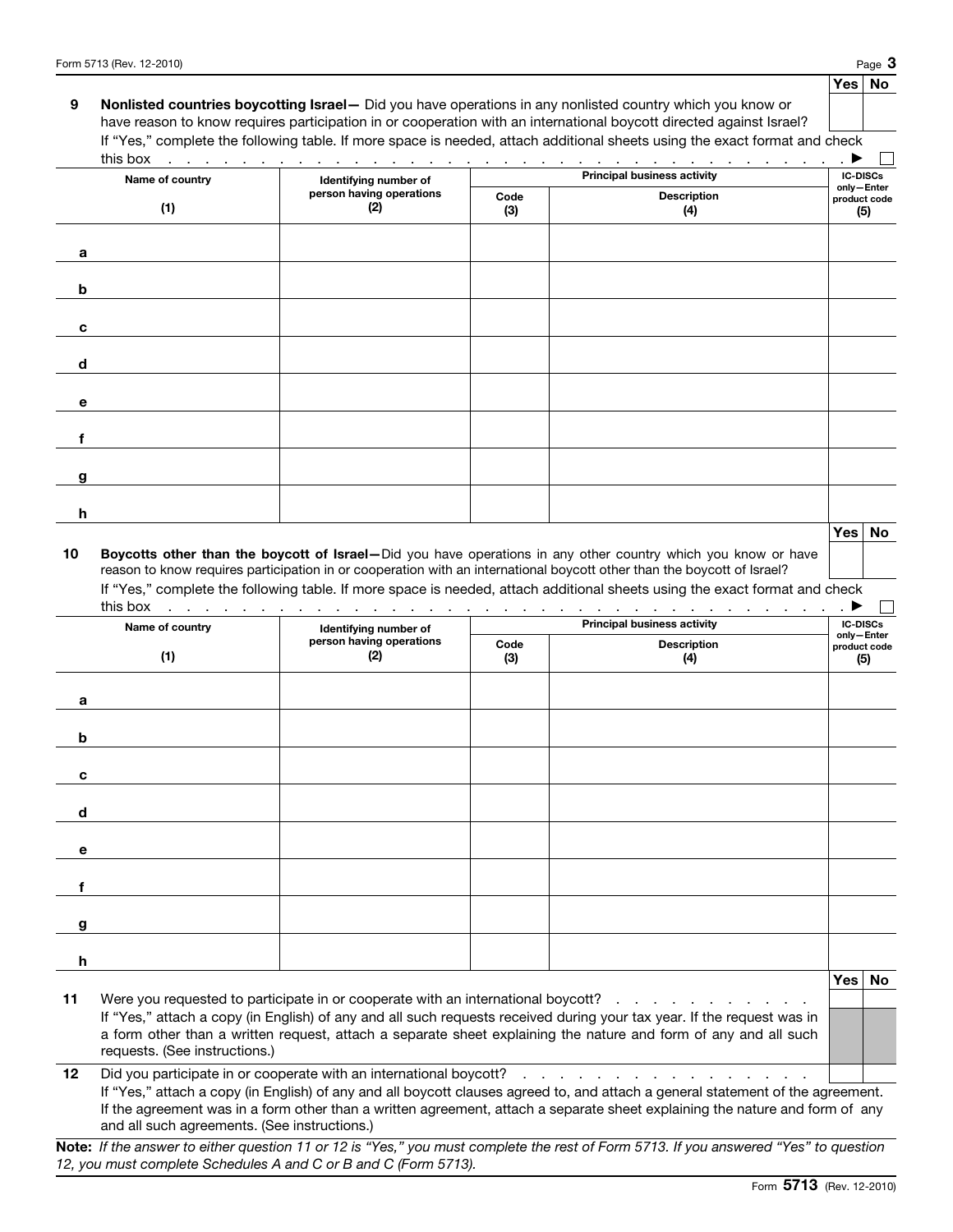| | Yes | No |
|---|---|---|
| **9** **Nonlisted countries boycotting Israel—** Did you have operations in any nonlisted country which you know or have reason to know requires participation in or cooperation with an international boycott directed against Israel? | | |

If "Yes," complete the following table. If more space is needed, attach additional sheets using the exact format and check this box . . . . . . . . . . . . . . . . . . . . . . . . . . . . . . . . . . . ▶ ☐

| | Name of country (1) | Identifying number of person having operations (2) | Principal business activity | | IC-DISCs only—Enter product code (5) |
|---|---|---|---|---|---|
| | | | Code (3) | Description (4) | |
| a | | | | | |
| b | | | | | |
| c | | | | | |
| d | | | | | |
| e | | | | | |
| f | | | | | |
| g | | | | | |
| h | | | | | |

| | Yes | No |
|---|---|---|
| **10** **Boycotts other than the boycott of Israel—** Did you have operations in any other country which you know or have reason to know requires participation in or cooperation with an international boycott other than the boycott of Israel? | | |

If "Yes," complete the following table. If more space is needed, attach additional sheets using the exact format and check this box . . . . . . . . . . . . . . . . . . . . . . . . . . . . . . . . . . . ▶ ☐

| | Name of country (1) | Identifying number of person having operations (2) | Principal business activity | | IC-DISCs only—Enter product code (5) |
|---|---|---|---|---|---|
| | | | Code (3) | Description (4) | |
| a | | | | | |
| b | | | | | |
| c | | | | | |
| d | | | | | |
| e | | | | | |
| f | | | | | |
| g | | | | | |
| h | | | | | |

| | Yes | No |
|---|---|---|
| **11** Were you requested to participate in or cooperate with an international boycott? . . . . . . . . . . . . . | | |
| If "Yes," attach a copy (in English) of any and all such requests received during your tax year. If the request was in a form other than a written request, attach a separate sheet explaining the nature and form of any and all such requests. (See instructions.) | | |
| **12** Did you participate in or cooperate with an international boycott? . . . . . . . . . . . . . . . . . . | | |
| If "Yes," attach a copy (in English) of any and all boycott clauses agreed to, and attach a general statement of the agreement. If the agreement was in a form other than a written agreement, attach a separate sheet explaining the nature and form of any and all such agreements. (See instructions.) | | |

**Note:** *If the answer to either question 11 or 12 is "Yes," you must complete the rest of Form 5713. If you answered "Yes" to question 12, you must complete Schedules A and C or B and C (Form 5713).*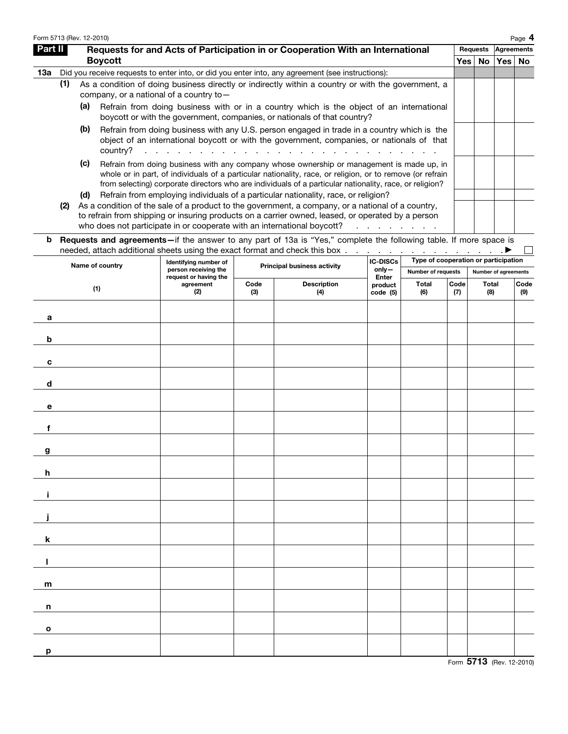## Part II Requests for and Acts of Participation in or Cooperation With an International Boycott

| | | | Requests | | Agreements | |
|---|---|---|---|---|---|---|
| | | | Yes | No | Yes | No |
| **13a** | Did you receive requests to enter into, or did you enter into, any agreement (see instructions): | | | | | |
| (1) | As a condition of doing business directly or indirectly within a country or with the government, a company, or a national of a country to— | | | | | |
| | (a) | Refrain from doing business with or in a country which is the object of an international boycott or with the government, companies, or nationals of that country? | | | | |
| | (b) | Refrain from doing business with any U.S. person engaged in trade in a country which is the object of an international boycott or with the government, companies, or nationals of that country? | | | | |
| | (c) | Refrain from doing business with any company whose ownership or management is made up, in whole or in part, of individuals of a particular nationality, race, or religion, or to remove (or refrain from selecting) corporate directors who are individuals of a particular nationality, race, or religion? | | | | |
| | (d) | Refrain from employing individuals of a particular nationality, race, or religion? | | | | |
| (2) | As a condition of the sale of a product to the government, a company, or a national of a country, to refrain from shipping or insuring products on a carrier owned, leased, or operated by a person who does not participate in or cooperate with an international boycott? | | | | | |

**b** **Requests and agreements—**if the answer to any part of 13a is "Yes," complete the following table. If more space is needed, attach additional sheets using the exact format and check this box ▶ ☐

| | Name of country | Identifying number of person receiving the request or having the agreement | Principal business activity | | IC-DISCs only—Enter product code | Type of cooperation or participation | | | |
|---|---|---|---|---|---|---|---|---|---|
| | | | | | | Number of requests | | Number of agreements | |
| | (1) | (2) | Code (3) | Description (4) | (5) | Total (6) | Code (7) | Total (8) | Code (9) |
| a | | | | | | | | | |
| b | | | | | | | | | |
| c | | | | | | | | | |
| d | | | | | | | | | |
| e | | | | | | | | | |
| f | | | | | | | | | |
| g | | | | | | | | | |
| h | | | | | | | | | |
| i | | | | | | | | | |
| j | | | | | | | | | |
| k | | | | | | | | | |
| l | | | | | | | | | |
| m | | | | | | | | | |
| n | | | | | | | | | |
| o | | | | | | | | | |
| p | | | | | | | | | |